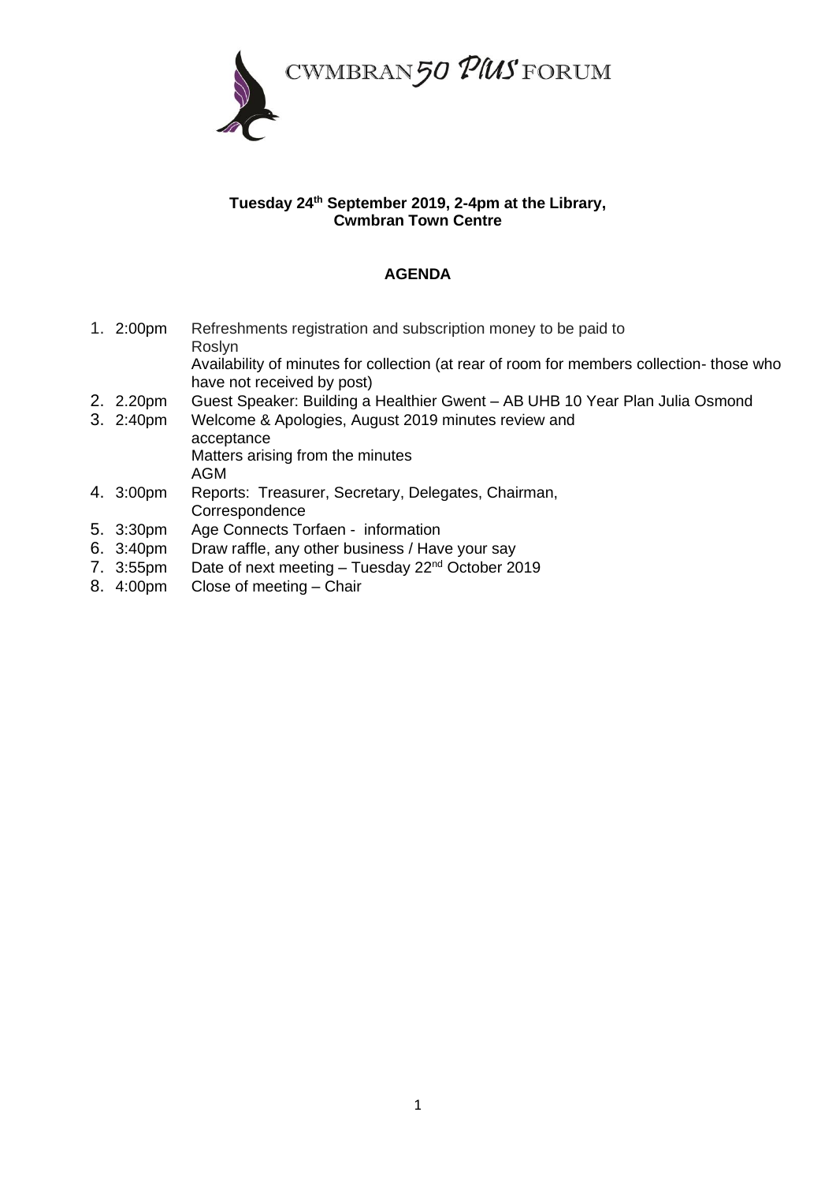# CWMBRAN 50 PLUS FORUM

**Tuesday 24th September 2019, 2-4pm at the Library, Cwmbran Town Centre**

**AGENDA**

| | | |
|---|---|---|
| 1. | 2:00pm | Refreshments registration and subscription money to be paid to Roslyn<br>Availability of minutes for collection (at rear of room for members collection- those who have not received by post) |
| 2. | 2.20pm | Guest Speaker: Building a Healthier Gwent – AB UHB 10 Year Plan Julia Osmond |
| 3. | 2:40pm | Welcome & Apologies, August 2019 minutes review and acceptance<br>Matters arising from the minutes<br>AGM |
| 4. | 3:00pm | Reports: Treasurer, Secretary, Delegates, Chairman, Correspondence |
| 5. | 3:30pm | Age Connects Torfaen - information |
| 6. | 3:40pm | Draw raffle, any other business / Have your say |
| 7. | 3:55pm | Date of next meeting – Tuesday 22nd October 2019 |
| 8. | 4:00pm | Close of meeting – Chair |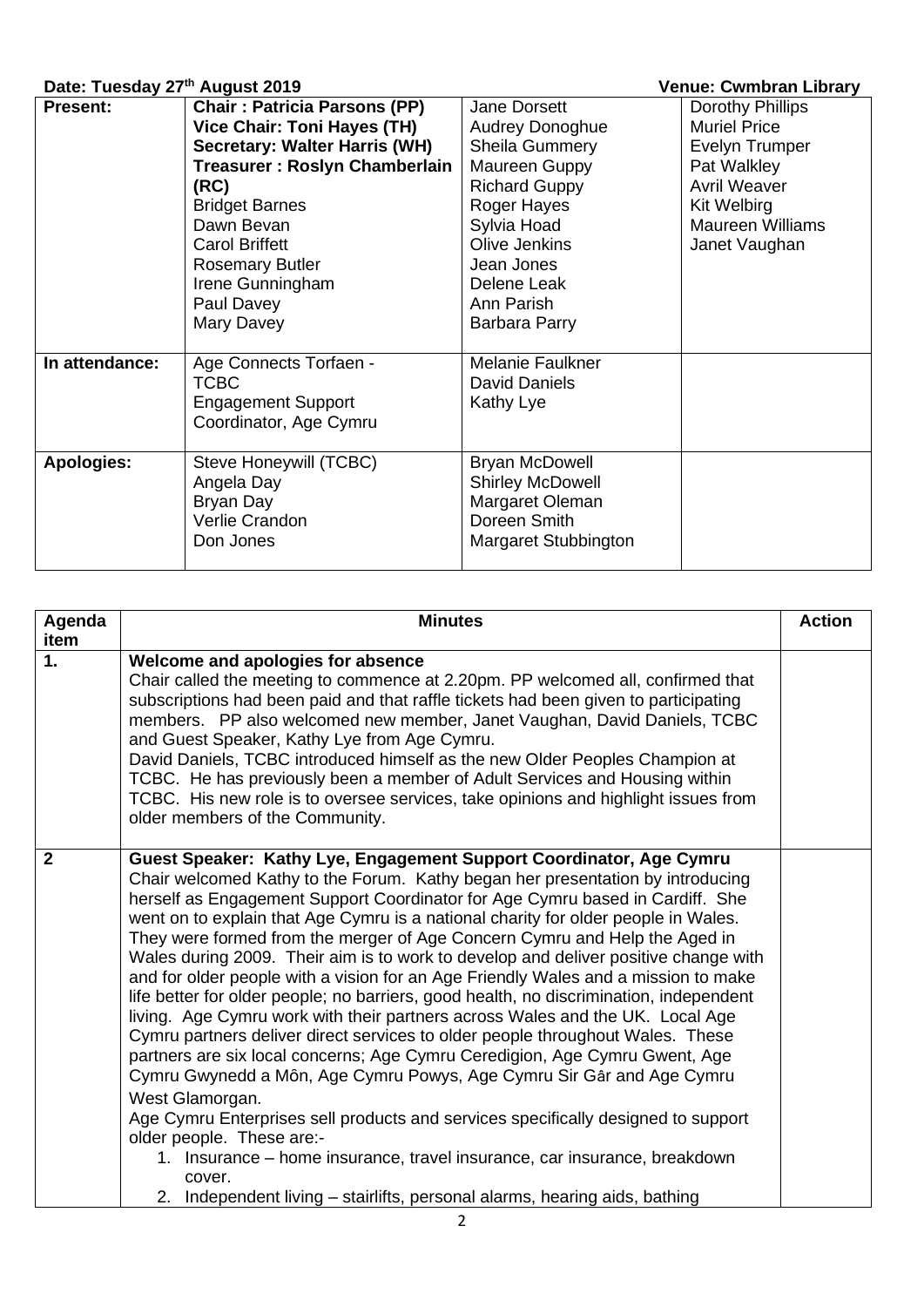**Date: Tuesday 27th August 2019** **Venue: Cwmbran Library**

| | | | |
|---|---|---|---|
| **Present:** | **Chair : Patricia Parsons (PP)**<br>**Vice Chair: Toni Hayes (TH)**<br>**Secretary: Walter Harris (WH)**<br>**Treasurer : Roslyn Chamberlain (RC)**<br>Bridget Barnes<br>Dawn Bevan<br>Carol Briffett<br>Rosemary Butler<br>Irene Gunningham<br>Paul Davey<br>Mary Davey | Jane Dorsett<br>Audrey Donoghue<br>Sheila Gummery<br>Maureen Guppy<br>Richard Guppy<br>Roger Hayes<br>Sylvia Hoad<br>Olive Jenkins<br>Jean Jones<br>Delene Leak<br>Ann Parish<br>Barbara Parry | Dorothy Phillips<br>Muriel Price<br>Evelyn Trumper<br>Pat Walkley<br>Avril Weaver<br>Kit Welbirg<br>Maureen Williams<br>Janet Vaughan |
| **In attendance:** | Age Connects Torfaen -<br>TCBC<br>Engagement Support Coordinator, Age Cymru | Melanie Faulkner<br>David Daniels<br>Kathy Lye | |
| **Apologies:** | Steve Honeywill (TCBC)<br>Angela Day<br>Bryan Day<br>Verlie Crandon<br>Don Jones | Bryan McDowell<br>Shirley McDowell<br>Margaret Oleman<br>Doreen Smith<br>Margaret Stubbington | |

| Agenda item | Minutes | Action |
|---|---|---|
| **1.** | **Welcome and apologies for absence**<br>Chair called the meeting to commence at 2.20pm. PP welcomed all, confirmed that subscriptions had been paid and that raffle tickets had been given to participating members. PP also welcomed new member, Janet Vaughan, David Daniels, TCBC and Guest Speaker, Kathy Lye from Age Cymru.<br>David Daniels, TCBC introduced himself as the new Older Peoples Champion at TCBC. He has previously been a member of Adult Services and Housing within TCBC. His new role is to oversee services, take opinions and highlight issues from older members of the Community. | |
| **2** | **Guest Speaker: Kathy Lye, Engagement Support Coordinator, Age Cymru**<br>Chair welcomed Kathy to the Forum. Kathy began her presentation by introducing herself as Engagement Support Coordinator for Age Cymru based in Cardiff. She went on to explain that Age Cymru is a national charity for older people in Wales. They were formed from the merger of Age Concern Cymru and Help the Aged in Wales during 2009. Their aim is to work to develop and deliver positive change with and for older people with a vision for an Age Friendly Wales and a mission to make life better for older people; no barriers, good health, no discrimination, independent living. Age Cymru work with their partners across Wales and the UK. Local Age Cymru partners deliver direct services to older people throughout Wales. These partners are six local concerns; Age Cymru Ceredigion, Age Cymru Gwent, Age Cymru Gwynedd a Môn, Age Cymru Powys, Age Cymru Sir Gâr and Age Cymru West Glamorgan.<br>Age Cymru Enterprises sell products and services specifically designed to support older people. These are:-<br>1. Insurance – home insurance, travel insurance, car insurance, breakdown cover.<br>2. Independent living – stairlifts, personal alarms, hearing aids, bathing | |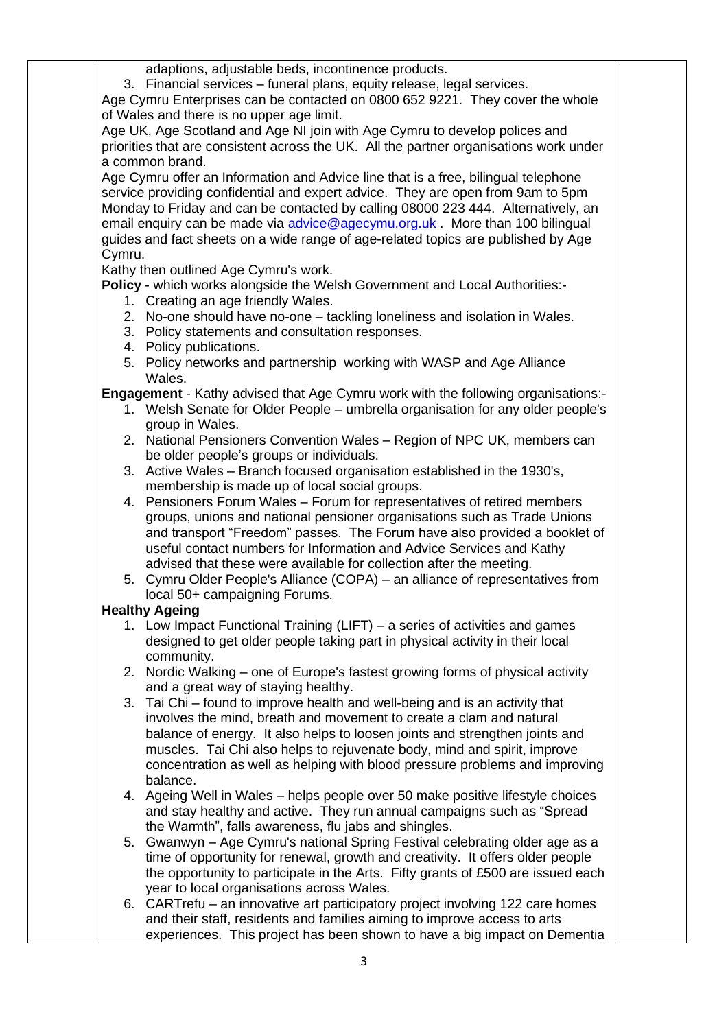adaptions, adjustable beds, incontinence products.

3. Financial services – funeral plans, equity release, legal services.

Age Cymru Enterprises can be contacted on 0800 652 9221. They cover the whole of Wales and there is no upper age limit.

Age UK, Age Scotland and Age NI join with Age Cymru to develop polices and priorities that are consistent across the UK. All the partner organisations work under a common brand.

Age Cymru offer an Information and Advice line that is a free, bilingual telephone service providing confidential and expert advice. They are open from 9am to 5pm Monday to Friday and can be contacted by calling 08000 223 444. Alternatively, an email enquiry can be made via advice@agecymu.org.uk . More than 100 bilingual guides and fact sheets on a wide range of age-related topics are published by Age Cymru.

Kathy then outlined Age Cymru's work.

**Policy** - which works alongside the Welsh Government and Local Authorities:-

1. Creating an age friendly Wales.
2. No-one should have no-one – tackling loneliness and isolation in Wales.
3. Policy statements and consultation responses.
4. Policy publications.
5. Policy networks and partnership working with WASP and Age Alliance Wales.

**Engagement** - Kathy advised that Age Cymru work with the following organisations:-

1. Welsh Senate for Older People – umbrella organisation for any older people's group in Wales.
2. National Pensioners Convention Wales – Region of NPC UK, members can be older people's groups or individuals.
3. Active Wales – Branch focused organisation established in the 1930's, membership is made up of local social groups.
4. Pensioners Forum Wales – Forum for representatives of retired members groups, unions and national pensioner organisations such as Trade Unions and transport "Freedom" passes. The Forum have also provided a booklet of useful contact numbers for Information and Advice Services and Kathy advised that these were available for collection after the meeting.
5. Cymru Older People's Alliance (COPA) – an alliance of representatives from local 50+ campaigning Forums.

**Healthy Ageing**

1. Low Impact Functional Training (LIFT) – a series of activities and games designed to get older people taking part in physical activity in their local community.
2. Nordic Walking – one of Europe's fastest growing forms of physical activity and a great way of staying healthy.
3. Tai Chi – found to improve health and well-being and is an activity that involves the mind, breath and movement to create a clam and natural balance of energy. It also helps to loosen joints and strengthen joints and muscles. Tai Chi also helps to rejuvenate body, mind and spirit, improve concentration as well as helping with blood pressure problems and improving balance.
4. Ageing Well in Wales – helps people over 50 make positive lifestyle choices and stay healthy and active. They run annual campaigns such as "Spread the Warmth", falls awareness, flu jabs and shingles.
5. Gwanwyn – Age Cymru's national Spring Festival celebrating older age as a time of opportunity for renewal, growth and creativity. It offers older people the opportunity to participate in the Arts. Fifty grants of £500 are issued each year to local organisations across Wales.
6. CARTrefu – an innovative art participatory project involving 122 care homes and their staff, residents and families aiming to improve access to arts experiences. This project has been shown to have a big impact on Dementia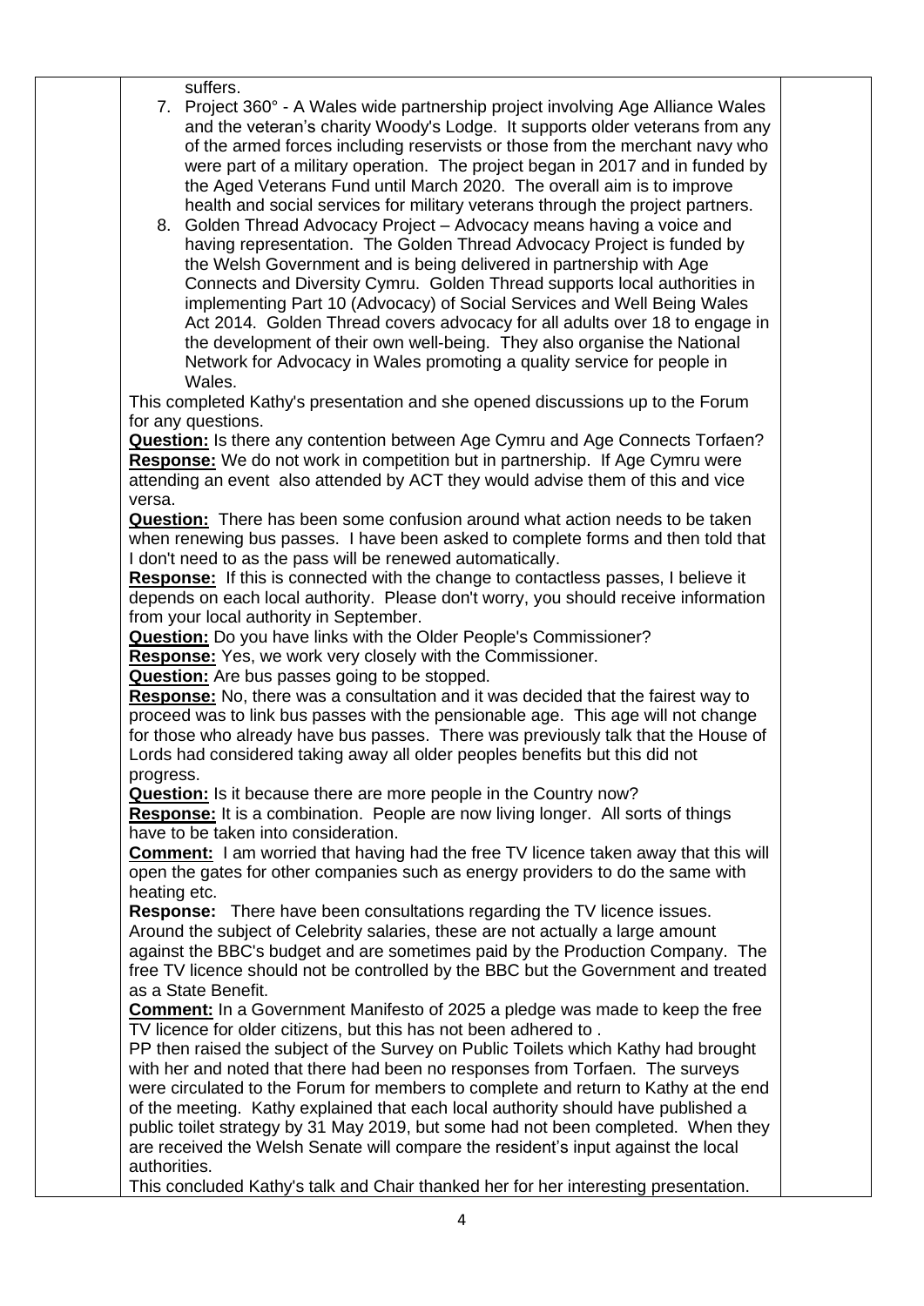suffers.

7. Project 360° - A Wales wide partnership project involving Age Alliance Wales and the veteran's charity Woody's Lodge. It supports older veterans from any of the armed forces including reservists or those from the merchant navy who were part of a military operation. The project began in 2017 and in funded by the Aged Veterans Fund until March 2020. The overall aim is to improve health and social services for military veterans through the project partners.
8. Golden Thread Advocacy Project – Advocacy means having a voice and having representation. The Golden Thread Advocacy Project is funded by the Welsh Government and is being delivered in partnership with Age Connects and Diversity Cymru. Golden Thread supports local authorities in implementing Part 10 (Advocacy) of Social Services and Well Being Wales Act 2014. Golden Thread covers advocacy for all adults over 18 to engage in the development of their own well-being. They also organise the National Network for Advocacy in Wales promoting a quality service for people in Wales.

This completed Kathy's presentation and she opened discussions up to the Forum for any questions.

**Question:** Is there any contention between Age Cymru and Age Connects Torfaen?
**Response:** We do not work in competition but in partnership. If Age Cymru were attending an event also attended by ACT they would advise them of this and vice versa.

**Question:** There has been some confusion around what action needs to be taken when renewing bus passes. I have been asked to complete forms and then told that I don't need to as the pass will be renewed automatically.
**Response:** If this is connected with the change to contactless passes, I believe it depends on each local authority. Please don't worry, you should receive information from your local authority in September.

**Question:** Do you have links with the Older People's Commissioner?
**Response:** Yes, we work very closely with the Commissioner.

**Question:** Are bus passes going to be stopped.
**Response:** No, there was a consultation and it was decided that the fairest way to proceed was to link bus passes with the pensionable age. This age will not change for those who already have bus passes. There was previously talk that the House of Lords had considered taking away all older peoples benefits but this did not progress.

**Question:** Is it because there are more people in the Country now?
**Response:** It is a combination. People are now living longer. All sorts of things have to be taken into consideration.

**Comment:** I am worried that having had the free TV licence taken away that this will open the gates for other companies such as energy providers to do the same with heating etc.
**Response:** There have been consultations regarding the TV licence issues. Around the subject of Celebrity salaries, these are not actually a large amount against the BBC's budget and are sometimes paid by the Production Company. The free TV licence should not be controlled by the BBC but the Government and treated as a State Benefit.

**Comment:** In a Government Manifesto of 2025 a pledge was made to keep the free TV licence for older citizens, but this has not been adhered to .

PP then raised the subject of the Survey on Public Toilets which Kathy had brought with her and noted that there had been no responses from Torfaen. The surveys were circulated to the Forum for members to complete and return to Kathy at the end of the meeting. Kathy explained that each local authority should have published a public toilet strategy by 31 May 2019, but some had not been completed. When they are received the Welsh Senate will compare the resident's input against the local authorities.

This concluded Kathy's talk and Chair thanked her for her interesting presentation.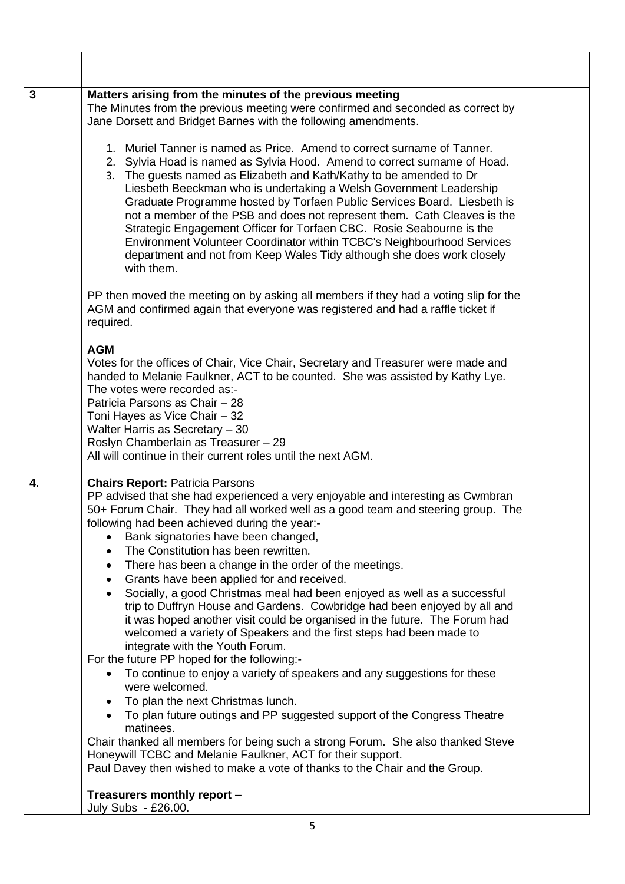| | | |
|---|---|---|
| | | |
| **3** | **Matters arising from the minutes of the previous meeting**<br>The Minutes from the previous meeting were confirmed and seconded as correct by Jane Dorsett and Bridget Barnes with the following amendments.<br><br>1. Muriel Tanner is named as Price. Amend to correct surname of Tanner.<br>2. Sylvia Hoad is named as Sylvia Hood. Amend to correct surname of Hoad.<br>3. The guests named as Elizabeth and Kath/Kathy to be amended to Dr Liesbeth Beeckman who is undertaking a Welsh Government Leadership Graduate Programme hosted by Torfaen Public Services Board. Liesbeth is not a member of the PSB and does not represent them. Cath Cleaves is the Strategic Engagement Officer for Torfaen CBC. Rosie Seabourne is the Environment Volunteer Coordinator within TCBC's Neighbourhood Services department and not from Keep Wales Tidy although she does work closely with them.<br><br>PP then moved the meeting on by asking all members if they had a voting slip for the AGM and confirmed again that everyone was registered and had a raffle ticket if required.<br><br>**AGM**<br>Votes for the offices of Chair, Vice Chair, Secretary and Treasurer were made and handed to Melanie Faulkner, ACT to be counted. She was assisted by Kathy Lye.<br>The votes were recorded as:-<br>Patricia Parsons as Chair – 28<br>Toni Hayes as Vice Chair – 32<br>Walter Harris as Secretary – 30<br>Roslyn Chamberlain as Treasurer – 29<br>All will continue in their current roles until the next AGM. | |
| **4.** | **Chairs Report:** Patricia Parsons<br>PP advised that she had experienced a very enjoyable and interesting as Cwmbran 50+ Forum Chair. They had all worked well as a good team and steering group. The following had been achieved during the year:-<br>• Bank signatories have been changed,<br>• The Constitution has been rewritten.<br>• There has been a change in the order of the meetings.<br>• Grants have been applied for and received.<br>• Socially, a good Christmas meal had been enjoyed as well as a successful trip to Duffryn House and Gardens. Cowbridge had been enjoyed by all and it was hoped another visit could be organised in the future. The Forum had welcomed a variety of Speakers and the first steps had been made to integrate with the Youth Forum.<br>For the future PP hoped for the following:-<br>• To continue to enjoy a variety of speakers and any suggestions for these were welcomed.<br>• To plan the next Christmas lunch.<br>• To plan future outings and PP suggested support of the Congress Theatre matinees.<br>Chair thanked all members for being such a strong Forum. She also thanked Steve Honeywill TCBC and Melanie Faulkner, ACT for their support.<br>Paul Davey then wished to make a vote of thanks to the Chair and the Group.<br><br>**Treasurers monthly report –**<br>July Subs - £26.00. | |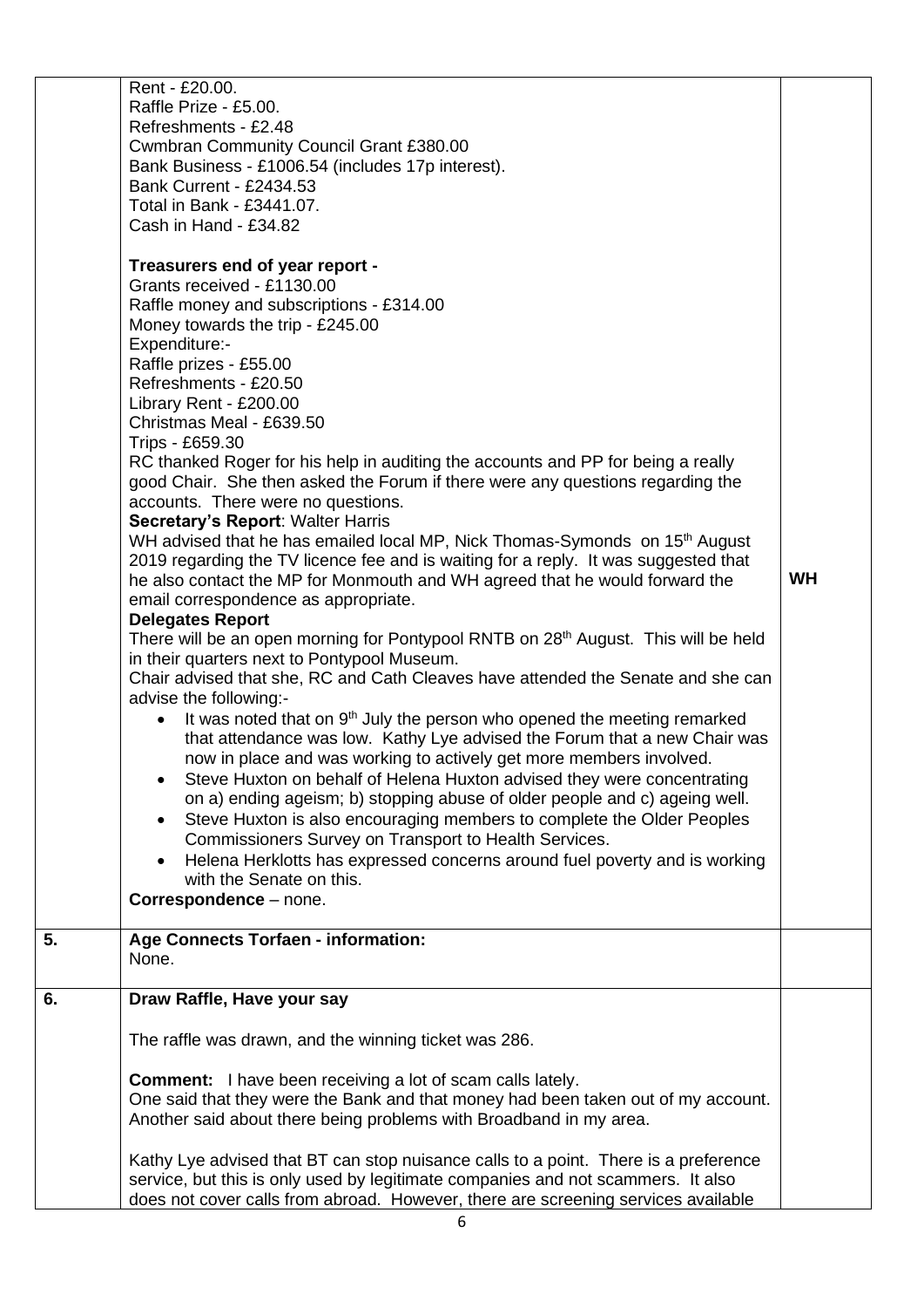| | | |
|---|---|---|
| | Rent - £20.00.<br>Raffle Prize - £5.00.<br>Refreshments - £2.48<br>Cwmbran Community Council Grant £380.00<br>Bank Business - £1006.54 (includes 17p interest).<br>Bank Current - £2434.53<br>Total in Bank - £3441.07.<br>Cash in Hand - £34.82<br><br>**Treasurers end of year report -**<br>Grants received - £1130.00<br>Raffle money and subscriptions - £314.00<br>Money towards the trip - £245.00<br>Expenditure:-<br>Raffle prizes - £55.00<br>Refreshments - £20.50<br>Library Rent - £200.00<br>Christmas Meal - £639.50<br>Trips - £659.30<br>RC thanked Roger for his help in auditing the accounts and PP for being a really good Chair. She then asked the Forum if there were any questions regarding the accounts. There were no questions.<br>**Secretary's Report**: Walter Harris<br>WH advised that he has emailed local MP, Nick Thomas-Symonds on 15th August 2019 regarding the TV licence fee and is waiting for a reply. It was suggested that he also contact the MP for Monmouth and WH agreed that he would forward the email correspondence as appropriate.<br>**Delegates Report**<br>There will be an open morning for Pontypool RNTB on 28th August. This will be held in their quarters next to Pontypool Museum.<br>Chair advised that she, RC and Cath Cleaves have attended the Senate and she can advise the following:-<br>• It was noted that on 9th July the person who opened the meeting remarked that attendance was low. Kathy Lye advised the Forum that a new Chair was now in place and was working to actively get more members involved.<br>• Steve Huxton on behalf of Helena Huxton advised they were concentrating on a) ending ageism; b) stopping abuse of older people and c) ageing well.<br>• Steve Huxton is also encouraging members to complete the Older Peoples Commissioners Survey on Transport to Health Services.<br>• Helena Herklotts has expressed concerns around fuel poverty and is working with the Senate on this.<br>**Correspondence** – none. | **WH** |
| **5.** | **Age Connects Torfaen - information:**<br>None. | |
| **6.** | **Draw Raffle, Have your say**<br><br>The raffle was drawn, and the winning ticket was 286.<br><br>**Comment:** I have been receiving a lot of scam calls lately.<br>One said that they were the Bank and that money had been taken out of my account.<br>Another said about there being problems with Broadband in my area.<br><br>Kathy Lye advised that BT can stop nuisance calls to a point. There is a preference service, but this is only used by legitimate companies and not scammers. It also does not cover calls from abroad. However, there are screening services available | |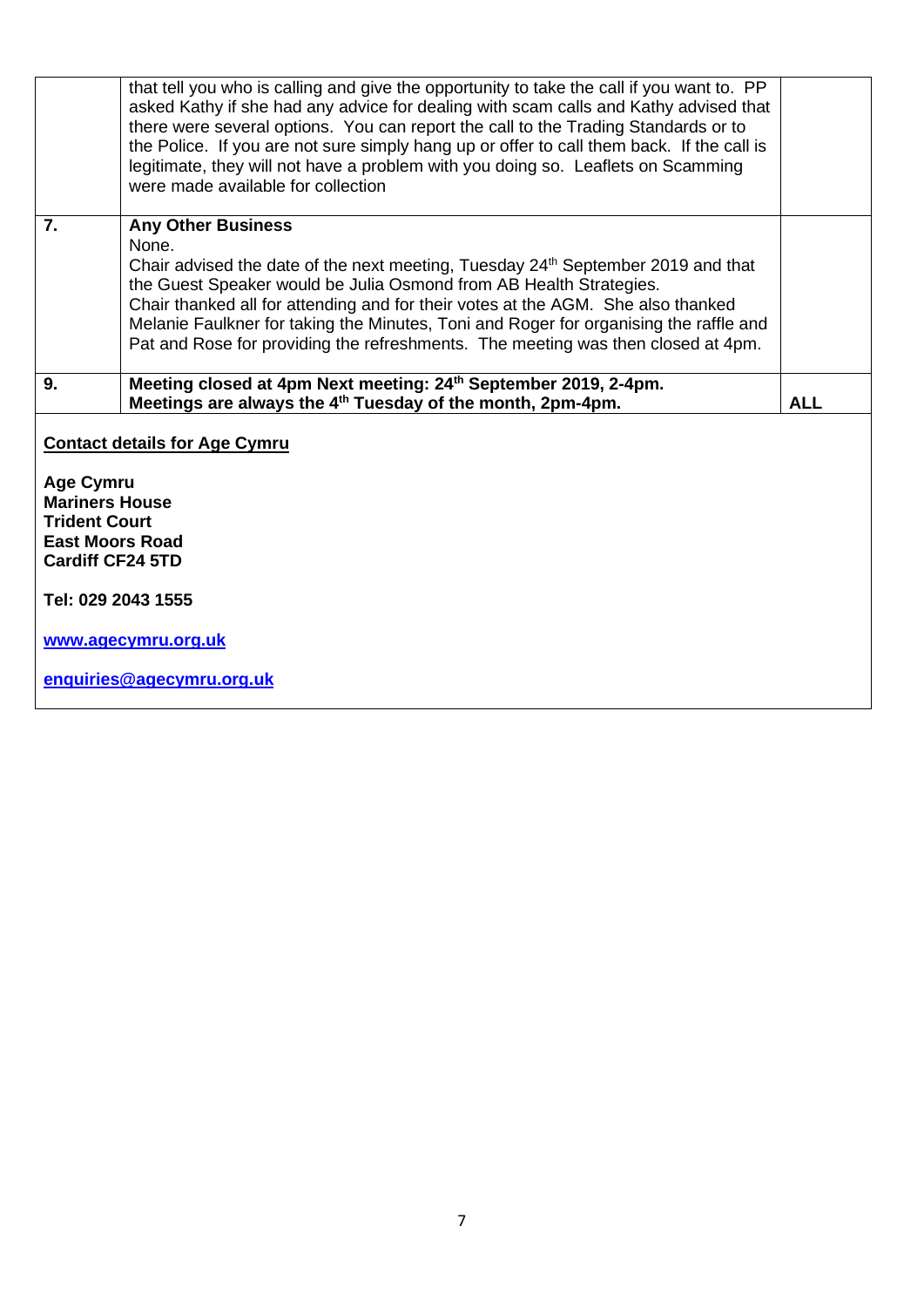| | | |
|---|---|---|
| | that tell you who is calling and give the opportunity to take the call if you want to. PP asked Kathy if she had any advice for dealing with scam calls and Kathy advised that there were several options. You can report the call to the Trading Standards or to the Police. If you are not sure simply hang up or offer to call them back. If the call is legitimate, they will not have a problem with you doing so. Leaflets on Scamming were made available for collection | |
| **7.** | **Any Other Business**<br>None.<br>Chair advised the date of the next meeting, Tuesday 24th September 2019 and that the Guest Speaker would be Julia Osmond from AB Health Strategies.<br>Chair thanked all for attending and for their votes at the AGM. She also thanked Melanie Faulkner for taking the Minutes, Toni and Roger for organising the raffle and Pat and Rose for providing the refreshments. The meeting was then closed at 4pm. | |
| **9.** | **Meeting closed at 4pm Next meeting: 24th September 2019, 2-4pm.**<br>**Meetings are always the 4th Tuesday of the month, 2pm-4pm.** | **ALL** |

**Contact details for Age Cymru**

**Age Cymru**
**Mariners House**
**Trident Court**
**East Moors Road**
**Cardiff CF24 5TD**

**Tel: 029 2043 1555**

**www.agecymru.org.uk**

**enquiries@agecymru.org.uk**